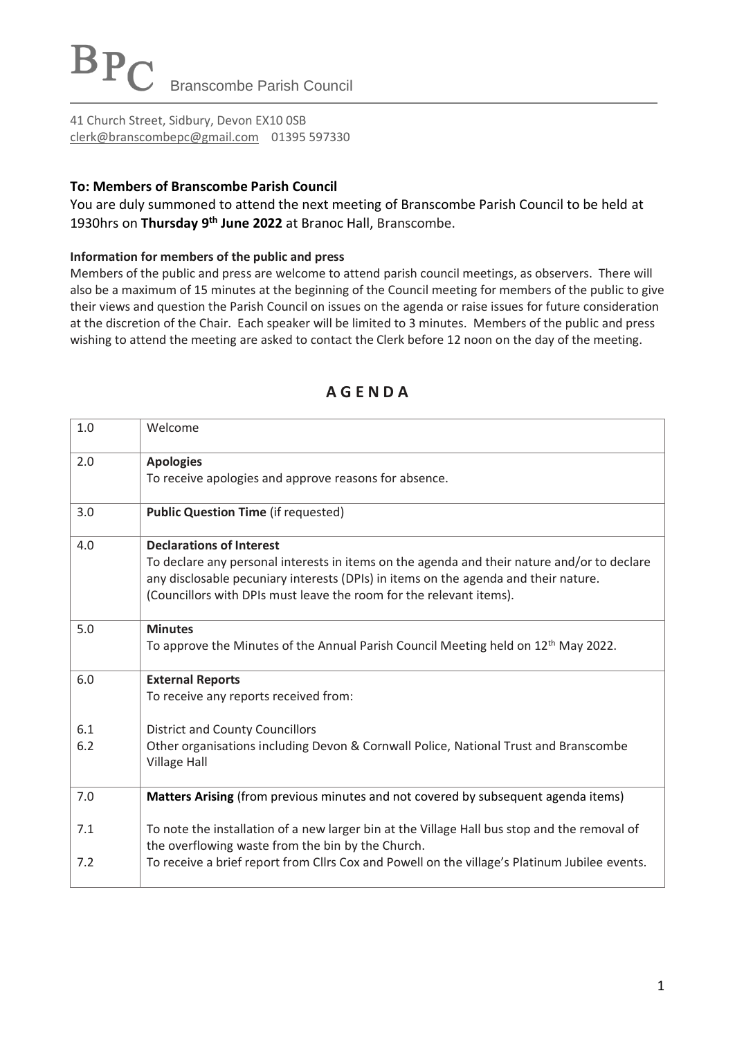# BPC Branscombe Parish Council

41 Church Street, Sidbury, Devon EX10 0SB
clerk@branscombepc@gmail.com 01395 597330

**To: Members of Branscombe Parish Council**

You are duly summoned to attend the next meeting of Branscombe Parish Council to be held at 1930hrs on **Thursday 9th June 2022** at Branoc Hall, Branscombe.

**Information for members of the public and press**

Members of the public and press are welcome to attend parish council meetings, as observers. There will also be a maximum of 15 minutes at the beginning of the Council meeting for members of the public to give their views and question the Parish Council on issues on the agenda or raise issues for future consideration at the discretion of the Chair. Each speaker will be limited to 3 minutes. Members of the public and press wishing to attend the meeting are asked to contact the Clerk before 12 noon on the day of the meeting.

## A G E N D A

| | |
|---|---|
| 1.0 | Welcome |
| 2.0 | **Apologies**<br>To receive apologies and approve reasons for absence. |
| 3.0 | **Public Question Time** (if requested) |
| 4.0 | **Declarations of Interest**<br>To declare any personal interests in items on the agenda and their nature and/or to declare any disclosable pecuniary interests (DPIs) in items on the agenda and their nature. (Councillors with DPIs must leave the room for the relevant items). |
| 5.0 | **Minutes**<br>To approve the Minutes of the Annual Parish Council Meeting held on 12th May 2022. |
| 6.0 | **External Reports**<br>To receive any reports received from: |
| 6.1 | District and County Councillors |
| 6.2 | Other organisations including Devon & Cornwall Police, National Trust and Branscombe Village Hall |
| 7.0 | **Matters Arising** (from previous minutes and not covered by subsequent agenda items) |
| 7.1 | To note the installation of a new larger bin at the Village Hall bus stop and the removal of the overflowing waste from the bin by the Church. |
| 7.2 | To receive a brief report from Cllrs Cox and Powell on the village's Platinum Jubilee events. |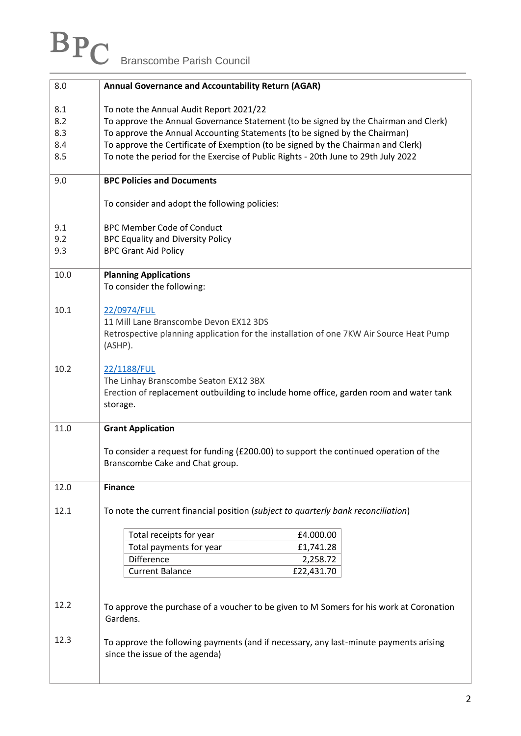| | |
|---|---|
| 8.0 | **Annual Governance and Accountability Return (AGAR)** |
| 8.1 | To note the Annual Audit Report 2021/22 |
| 8.2 | To approve the Annual Governance Statement (to be signed by the Chairman and Clerk) |
| 8.3 | To approve the Annual Accounting Statements (to be signed by the Chairman) |
| 8.4 | To approve the Certificate of Exemption (to be signed by the Chairman and Clerk) |
| 8.5 | To note the period for the Exercise of Public Rights - 20th June to 29th July 2022 |
| 9.0 | **BPC Policies and Documents** |
| | To consider and adopt the following policies: |
| 9.1 | BPC Member Code of Conduct |
| 9.2 | BPC Equality and Diversity Policy |
| 9.3 | BPC Grant Aid Policy |
| 10.0 | **Planning Applications**<br>To consider the following: |
| 10.1 | 22/0974/FUL<br>11 Mill Lane Branscombe Devon EX12 3DS<br>Retrospective planning application for the installation of one 7KW Air Source Heat Pump (ASHP). |
| 10.2 | 22/1188/FUL<br>The Linhay Branscombe Seaton EX12 3BX<br>Erection of replacement outbuilding to include home office, garden room and water tank storage. |
| 11.0 | **Grant Application** |
| | To consider a request for funding (£200.00) to support the continued operation of the Branscombe Cake and Chat group. |
| 12.0 | **Finance** |
| 12.1 | To note the current financial position (*subject to quarterly bank reconciliation*) |

| | |
|---|---|
| Total receipts for year | £4.000.00 |
| Total payments for year | £1,741.28 |
| Difference | 2,258.72 |
| Current Balance | £22,431.70 |

| | |
|---|---|
| 12.2 | To approve the purchase of a voucher to be given to M Somers for his work at Coronation Gardens. |
| 12.3 | To approve the following payments (and if necessary, any last-minute payments arising since the issue of the agenda) |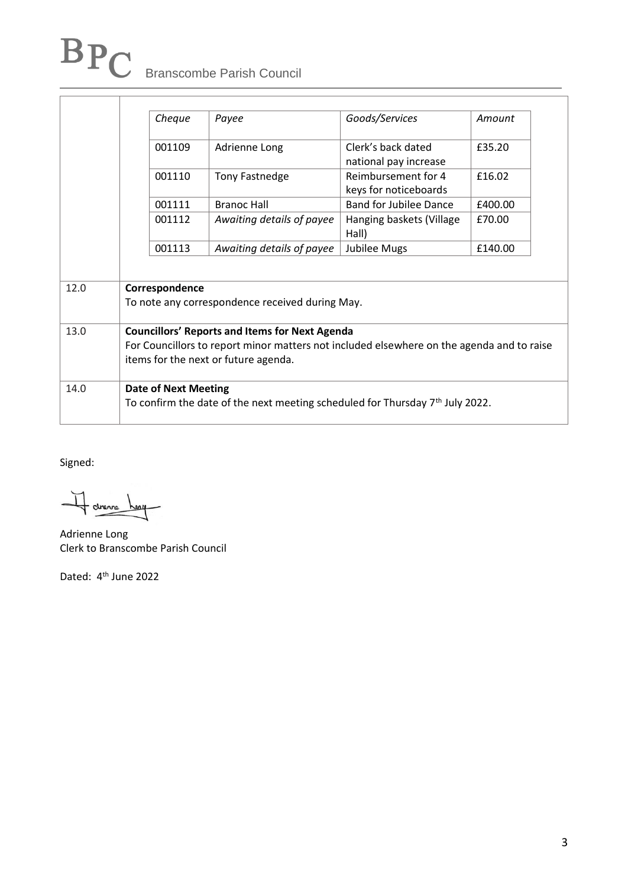| Cheque | Payee | Goods/Services | Amount |
|---|---|---|---|
| 001109 | Adrienne Long | Clerk's back dated national pay increase | £35.20 |
| 001110 | Tony Fastnedge | Reimbursement for 4 keys for noticeboards | £16.02 |
| 001111 | Branoc Hall | Band for Jubilee Dance | £400.00 |
| 001112 | *Awaiting details of payee* | Hanging baskets (Village Hall) | £70.00 |
| 001113 | *Awaiting details of payee* | Jubilee Mugs | £140.00 |

| | |
|---|---|
| 12.0 | **Correspondence**<br>To note any correspondence received during May. |
| 13.0 | **Councillors' Reports and Items for Next Agenda**<br>For Councillors to report minor matters not included elsewhere on the agenda and to raise items for the next or future agenda. |
| 14.0 | **Date of Next Meeting**<br>To confirm the date of the next meeting scheduled for Thursday 7th July 2022. |

Signed:

Adrienne Long
Clerk to Branscombe Parish Council

Dated: 4th June 2022